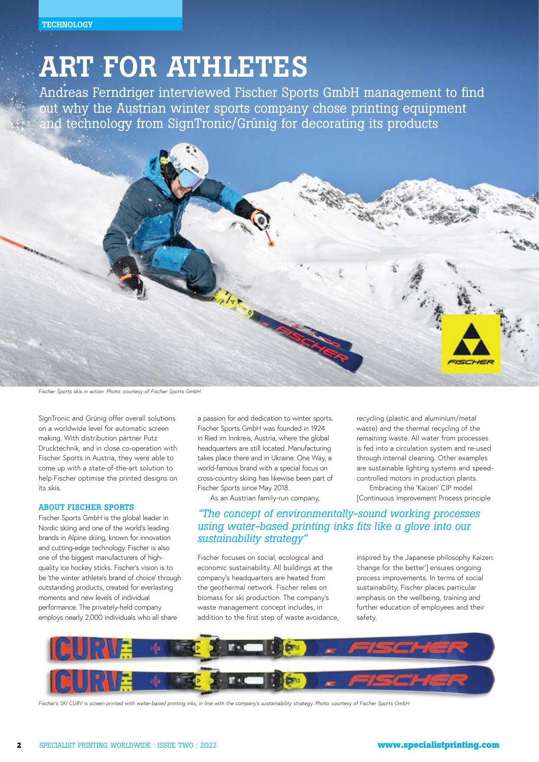TECHNOLOGY

# ART FOR ATHLETES

Andreas Ferndriger interviewed Fischer Sports GmbH management to find out why the Austrian winter sports company chose printing equipment and technology from SignTronic/Grünig for decorating its products

*Fischer Sports skis in action. Photo: courtesy of Fischer Sports GmbH*

SignTronic and Grünig offer overall solutions on a worldwide level for automatic screen making. With distribution partner Putz Drucktechnik, and in close co-operation with Fischer Sports in Austria, they were able to come up with a state-of-the-art solution to help Fischer optimise the printed designs on its skis.

## ABOUT FISCHER SPORTS

Fischer Sports GmbH is the global leader in Nordic skiing and one of the world's leading brands in Alpine skiing, known for innovation and cutting-edge technology. Fischer is also one of the biggest manufacturers of high-quality ice hockey sticks. Fischer's vision is to be 'the winter athlete's brand of choice' through outstanding products, created for everlasting moments and new levels of individual performance. The privately-held company employs nearly 2,000 individuals who all share a passion for and dedication to winter sports. Fischer Sports GmbH was founded in 1924 in Ried im Innkreis, Austria, where the global headquarters are still located. Manufacturing takes place there and in Ukraine. One Way, a world-famous brand with a special focus on cross-country skiing has likewise been part of Fischer Sports since May 2018.

As an Austrian family-run company, Fischer focuses on social, ecological and economic sustainability. All buildings at the company's headquarters are heated from the geothermal network. Fischer relies on biomass for ski production. The company's waste management concept includes, in addition to the first step of waste avoidance, recycling (plastic and aluminium/metal waste) and the thermal recycling of the remaining waste. All water from processes is fed into a circulation system and re-used through internal cleaning. Other examples are sustainable lighting systems and speed-controlled motors in production plants.

Embracing the 'Kaizen' CIP model [Continuous Improvement Process principle inspired by the Japanese philosophy Kaizen: 'change for the better'] ensures ongoing process improvements. In terms of social sustainability, Fischer places particular emphasis on the wellbeing, training and further education of employees and their safety.

> *"The concept of environmentally-sound working processes using water-based printing inks fits like a glove into our sustainability strategy"*

*Fischer's SKI CURV is screen-printed with water-based printing inks, in line with the company's sustainability strategy. Photo: courtesy of Fischer Sports GmbH*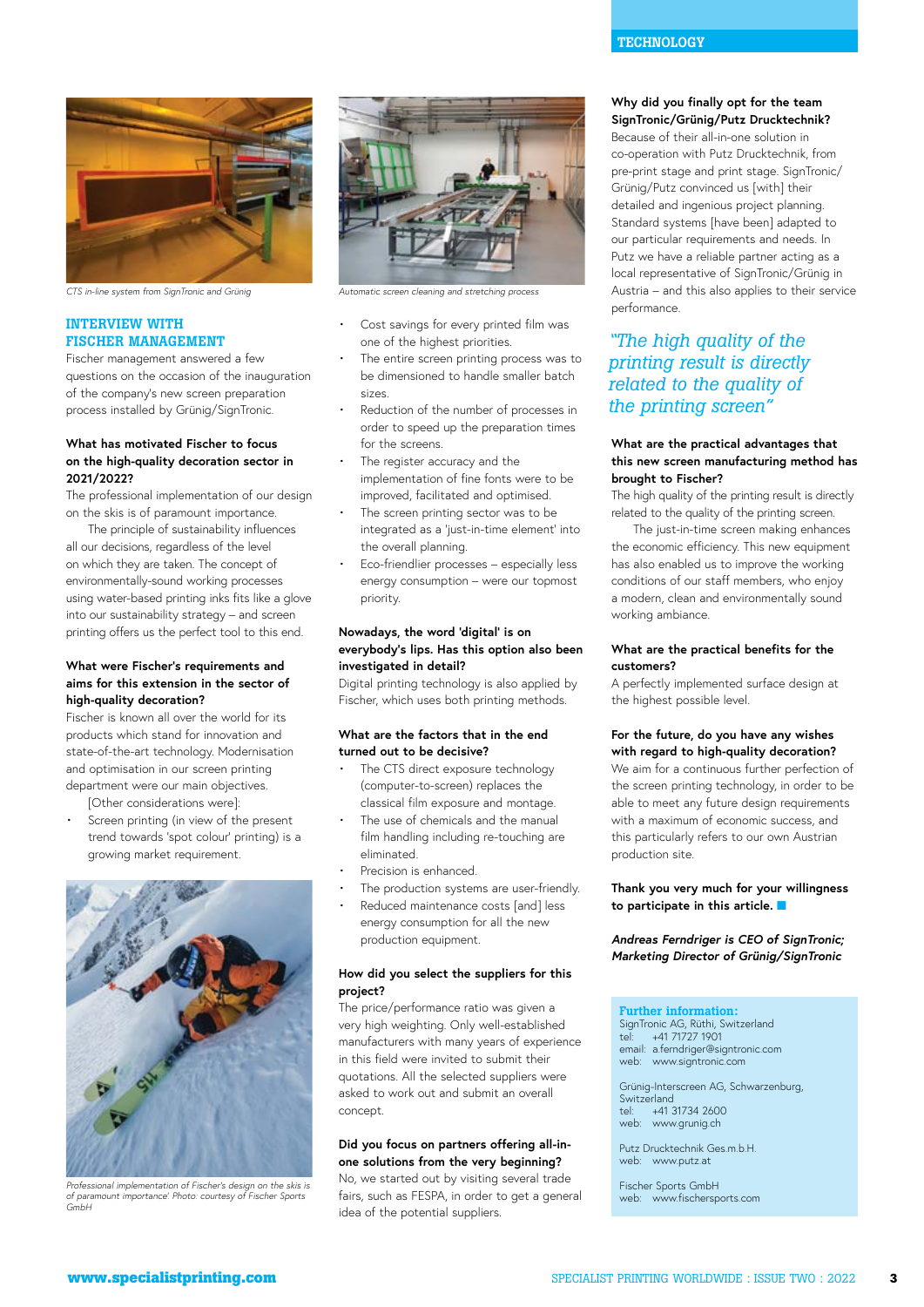CTS in-line system from SignTronic and Grünig

Automatic screen cleaning and stretching process

## INTERVIEW WITH FISCHER MANAGEMENT

Fischer management answered a few questions on the occasion of the inauguration of the company's new screen preparation process installed by Grünig/SignTronic.

**What has motivated Fischer to focus on the high-quality decoration sector in 2021/2022?**

The professional implementation of our design on the skis is of paramount importance.

The principle of sustainability influences all our decisions, regardless of the level on which they are taken. The concept of environmentally-sound working processes using water-based printing inks fits like a glove into our sustainability strategy – and screen printing offers us the perfect tool to this end.

**What were Fischer's requirements and aims for this extension in the sector of high-quality decoration?**

Fischer is known all over the world for its products which stand for innovation and state-of-the-art technology. Modernisation and optimisation in our screen printing department were our main objectives.

[Other considerations were]:

- Screen printing (in view of the present trend towards 'spot colour' printing) is a growing market requirement.
- Cost savings for every printed film was one of the highest priorities.
- The entire screen printing process was to be dimensioned to handle smaller batch sizes.
- Reduction of the number of processes in order to speed up the preparation times for the screens.
- The register accuracy and the implementation of fine fonts were to be improved, facilitated and optimised.
- The screen printing sector was to be integrated as a 'just-in-time element' into the overall planning.
- Eco-friendlier processes – especially less energy consumption – were our topmost priority.

Professional implementation of Fischer's design on the skis is of paramount importance'. Photo: courtesy of Fischer Sports GmbH

**Nowadays, the word 'digital' is on everybody's lips. Has this option also been investigated in detail?**

Digital printing technology is also applied by Fischer, which uses both printing methods.

**What are the factors that in the end turned out to be decisive?**

- The CTS direct exposure technology (computer-to-screen) replaces the classical film exposure and montage.
- The use of chemicals and the manual film handling including re-touching are eliminated.
- Precision is enhanced.
- The production systems are user-friendly.
- Reduced maintenance costs [and] less energy consumption for all the new production equipment.

**How did you select the suppliers for this project?**

The price/performance ratio was given a very high weighting. Only well-established manufacturers with many years of experience in this field were invited to submit their quotations. All the selected suppliers were asked to work out and submit an overall concept.

**Did you focus on partners offering all-in-one solutions from the very beginning?**

No, we started out by visiting several trade fairs, such as FESPA, in order to get a general idea of the potential suppliers.

**Why did you finally opt for the team SignTronic/Grünig/Putz Drucktechnik?**

Because of their all-in-one solution in co-operation with Putz Drucktechnik, from pre-print stage and print stage. SignTronic/Grünig/Putz convinced us [with] their detailed and ingenious project planning. Standard systems [have been] adapted to our particular requirements and needs. In Putz we have a reliable partner acting as a local representative of SignTronic/Grünig in Austria – and this also applies to their service performance.

*"The high quality of the printing result is directly related to the quality of the printing screen"*

**What are the practical advantages that this new screen manufacturing method has brought to Fischer?**

The high quality of the printing result is directly related to the quality of the printing screen.

The just-in-time screen making enhances the economic efficiency. This new equipment has also enabled us to improve the working conditions of our staff members, who enjoy a modern, clean and environmentally sound working ambiance.

**What are the practical benefits for the customers?**

A perfectly implemented surface design at the highest possible level.

**For the future, do you have any wishes with regard to high-quality decoration?**

We aim for a continuous further perfection of the screen printing technology, in order to be able to meet any future design requirements with a maximum of economic success, and this particularly refers to our own Austrian production site.

**Thank you very much for your willingness to participate in this article.**

***Andreas Ferndriger is CEO of SignTronic; Marketing Director of Grünig/SignTronic***

**Further information:**

SignTronic AG, Rüthi, Switzerland
tel: +41 71727 1901
email: a.ferndriger@signtronic.com
web: www.signtronic.com

Grünig-Interscreen AG, Schwarzenburg, Switzerland
tel: +41 31734 2600
web: www.grunig.ch

Putz Drucktechnik Ges.m.b.H.
web: www.putz.at

Fischer Sports GmbH
web: www.fischersports.com